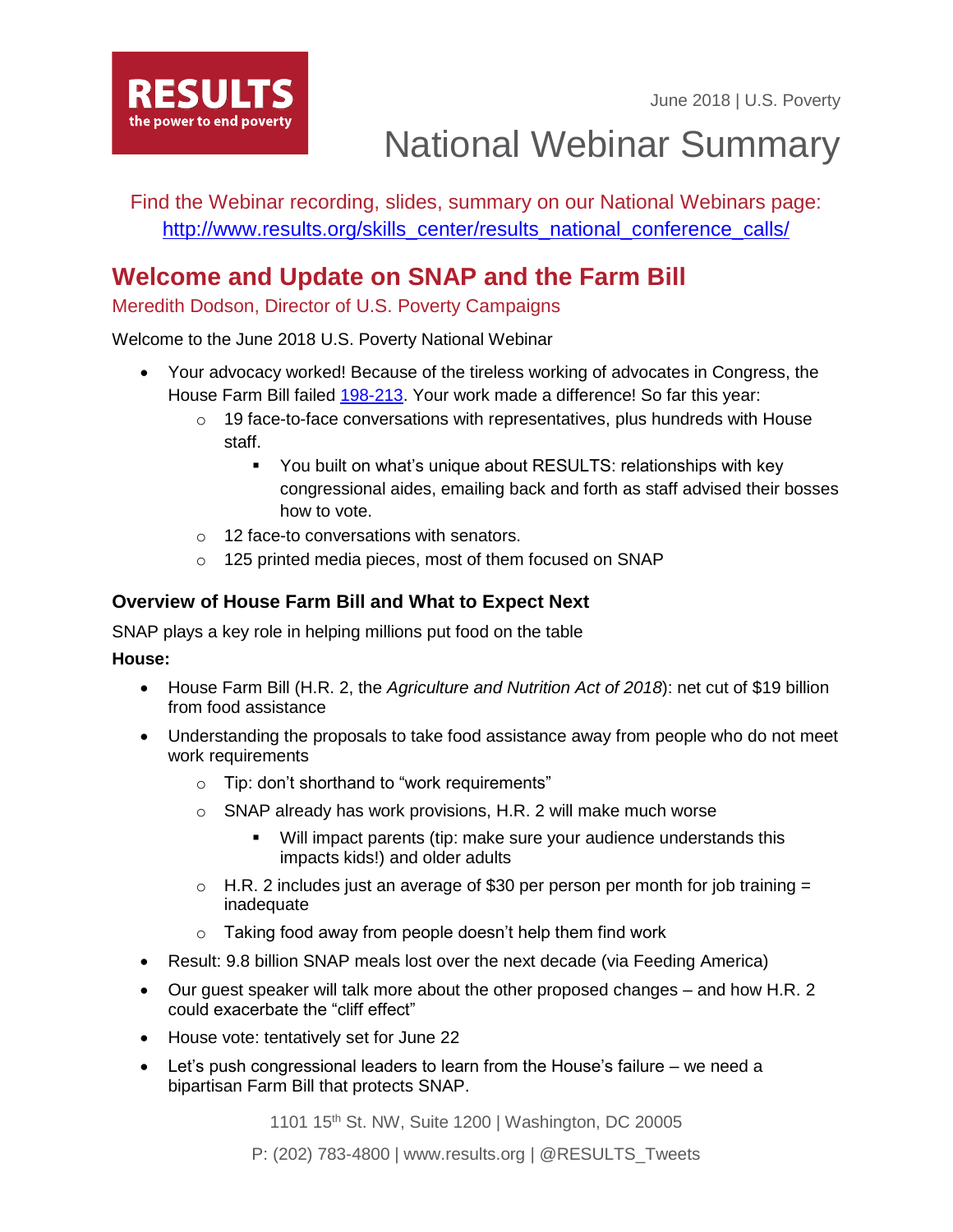RESULTS
the power to end poverty

June 2018 | U.S. Poverty

# National Webinar Summary

Find the Webinar recording, slides, summary on our National Webinars page:
[http://www.results.org/skills_center/results_national_conference_calls/](http://www.results.org/skills_center/results_national_conference_calls/)

## Welcome and Update on SNAP and the Farm Bill

Meredith Dodson, Director of U.S. Poverty Campaigns

Welcome to the June 2018 U.S. Poverty National Webinar

- Your advocacy worked! Because of the tireless working of advocates in Congress, the House Farm Bill failed [198-213](). Your work made a difference! So far this year:
  - 19 face-to-face conversations with representatives, plus hundreds with House staff.
    - You built on what's unique about RESULTS: relationships with key congressional aides, emailing back and forth as staff advised their bosses how to vote.
  - 12 face-to conversations with senators.
  - 125 printed media pieces, most of them focused on SNAP

### Overview of House Farm Bill and What to Expect Next

SNAP plays a key role in helping millions put food on the table

**House:**

- House Farm Bill (H.R. 2, the *Agriculture and Nutrition Act of 2018*): net cut of $19 billion from food assistance
- Understanding the proposals to take food assistance away from people who do not meet work requirements
  - Tip: don't shorthand to "work requirements"
  - SNAP already has work provisions, H.R. 2 will make much worse
    - Will impact parents (tip: make sure your audience understands this impacts kids!) and older adults
  - H.R. 2 includes just an average of $30 per person per month for job training = inadequate
  - Taking food away from people doesn't help them find work
- Result: 9.8 billion SNAP meals lost over the next decade (via Feeding America)
- Our guest speaker will talk more about the other proposed changes – and how H.R. 2 could exacerbate the "cliff effect"
- House vote: tentatively set for June 22
- Let's push congressional leaders to learn from the House's failure – we need a bipartisan Farm Bill that protects SNAP.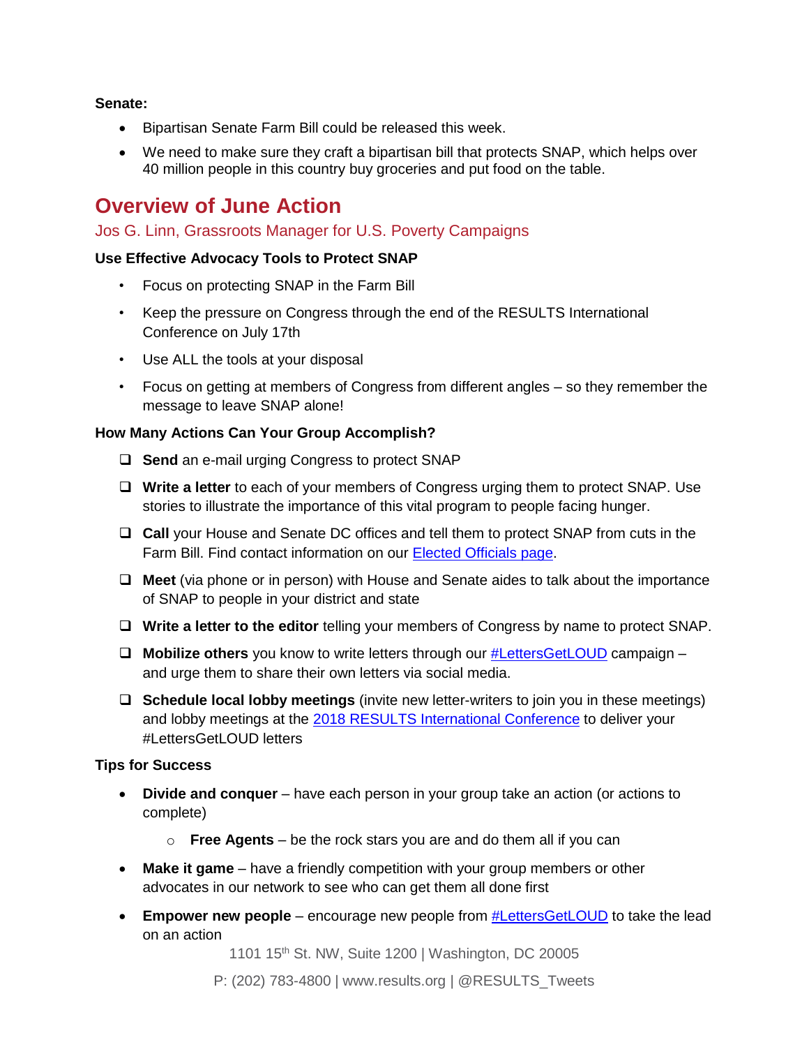**Senate:**

- Bipartisan Senate Farm Bill could be released this week.
- We need to make sure they craft a bipartisan bill that protects SNAP, which helps over 40 million people in this country buy groceries and put food on the table.

## Overview of June Action

Jos G. Linn, Grassroots Manager for U.S. Poverty Campaigns

**Use Effective Advocacy Tools to Protect SNAP**

- Focus on protecting SNAP in the Farm Bill
- Keep the pressure on Congress through the end of the RESULTS International Conference on July 17th
- Use ALL the tools at your disposal
- Focus on getting at members of Congress from different angles – so they remember the message to leave SNAP alone!

**How Many Actions Can Your Group Accomplish?**

- [ ] **Send** an e-mail urging Congress to protect SNAP
- [ ] **Write a letter** to each of your members of Congress urging them to protect SNAP. Use stories to illustrate the importance of this vital program to people facing hunger.
- [ ] **Call** your House and Senate DC offices and tell them to protect SNAP from cuts in the Farm Bill. Find contact information on our Elected Officials page.
- [ ] **Meet** (via phone or in person) with House and Senate aides to talk about the importance of SNAP to people in your district and state
- [ ] **Write a letter to the editor** telling your members of Congress by name to protect SNAP.
- [ ] **Mobilize others** you know to write letters through our #LettersGetLOUD campaign – and urge them to share their own letters via social media.
- [ ] **Schedule local lobby meetings** (invite new letter-writers to join you in these meetings) and lobby meetings at the 2018 RESULTS International Conference to deliver your #LettersGetLOUD letters

**Tips for Success**

- **Divide and conquer** – have each person in your group take an action (or actions to complete)
  - **Free Agents** – be the rock stars you are and do them all if you can
- **Make it game** – have a friendly competition with your group members or other advocates in our network to see who can get them all done first
- **Empower new people** – encourage new people from #LettersGetLOUD to take the lead on an action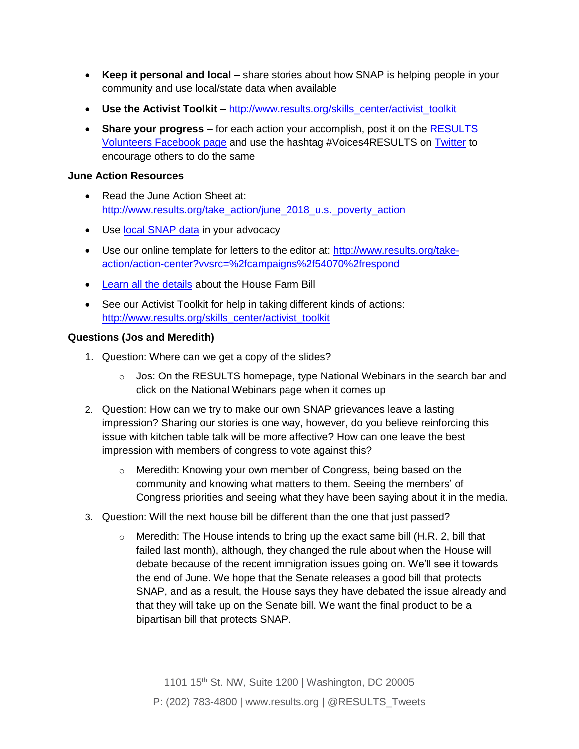- **Keep it personal and local** – share stories about how SNAP is helping people in your community and use local/state data when available
- **Use the Activist Toolkit** – http://www.results.org/skills_center/activist_toolkit
- **Share your progress** – for each action your accomplish, post it on the RESULTS Volunteers Facebook page and use the hashtag #Voices4RESULTS on Twitter to encourage others to do the same

**June Action Resources**

- Read the June Action Sheet at: http://www.results.org/take_action/june_2018_u.s._poverty_action
- Use local SNAP data in your advocacy
- Use our online template for letters to the editor at: http://www.results.org/take-action/action-center?vvsrc=%2fcampaigns%2f54070%2frespond
- Learn all the details about the House Farm Bill
- See our Activist Toolkit for help in taking different kinds of actions: http://www.results.org/skills_center/activist_toolkit

**Questions (Jos and Meredith)**

1. Question: Where can we get a copy of the slides?
   - Jos: On the RESULTS homepage, type National Webinars in the search bar and click on the National Webinars page when it comes up
2. Question: How can we try to make our own SNAP grievances leave a lasting impression? Sharing our stories is one way, however, do you believe reinforcing this issue with kitchen table talk will be more affective? How can one leave the best impression with members of congress to vote against this?
   - Meredith: Knowing your own member of Congress, being based on the community and knowing what matters to them. Seeing the members' of Congress priorities and seeing what they have been saying about it in the media.
3. Question: Will the next house bill be different than the one that just passed?
   - Meredith: The House intends to bring up the exact same bill (H.R. 2, bill that failed last month), although, they changed the rule about when the House will debate because of the recent immigration issues going on. We'll see it towards the end of June. We hope that the Senate releases a good bill that protects SNAP, and as a result, the House says they have debated the issue already and that they will take up on the Senate bill. We want the final product to be a bipartisan bill that protects SNAP.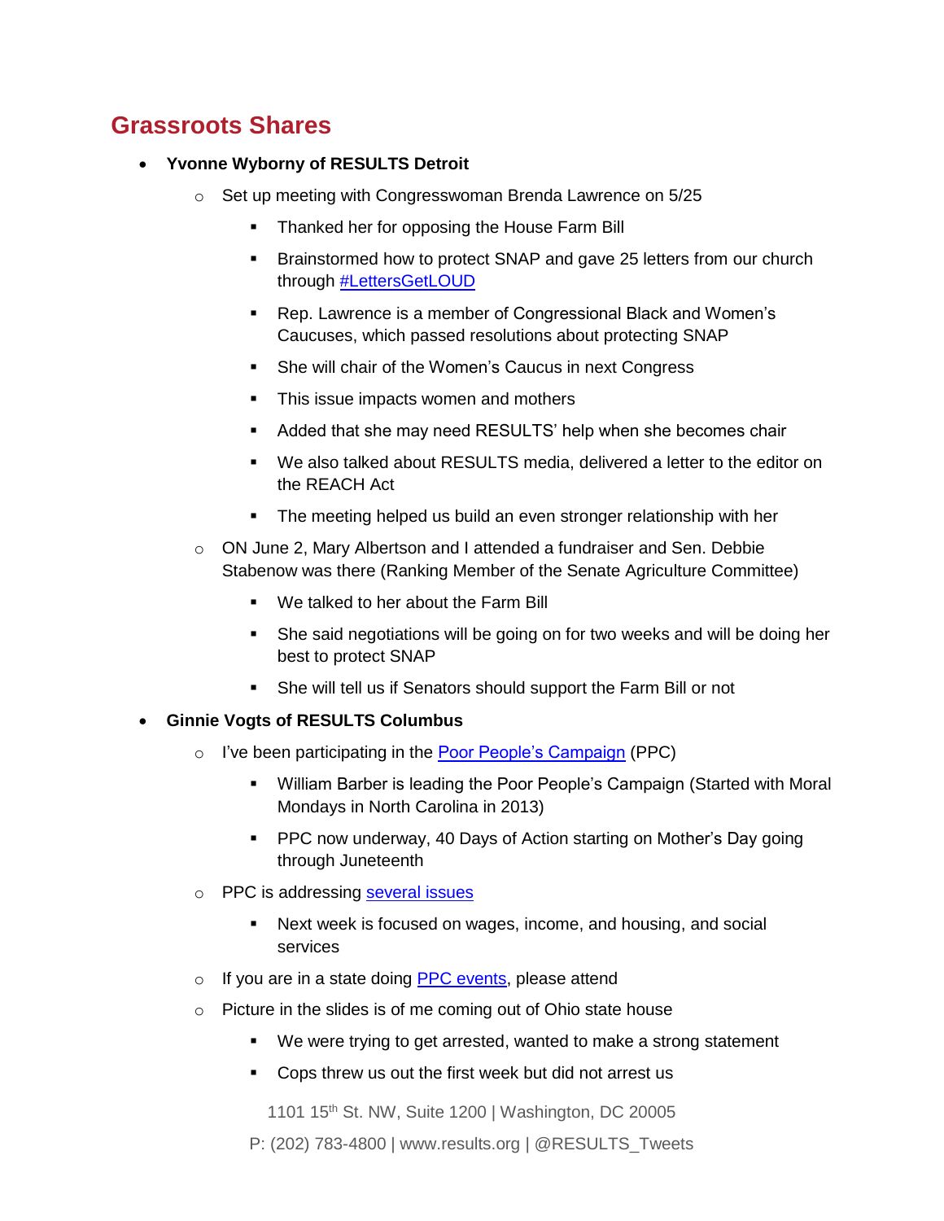## Grassroots Shares

- **Yvonne Wyborny of RESULTS Detroit**
    - Set up meeting with Congresswoman Brenda Lawrence on 5/25
        - Thanked her for opposing the House Farm Bill
        - Brainstormed how to protect SNAP and gave 25 letters from our church through [#LettersGetLOUD]
        - Rep. Lawrence is a member of Congressional Black and Women's Caucuses, which passed resolutions about protecting SNAP
        - She will chair of the Women's Caucus in next Congress
        - This issue impacts women and mothers
        - Added that she may need RESULTS' help when she becomes chair
        - We also talked about RESULTS media, delivered a letter to the editor on the REACH Act
        - The meeting helped us build an even stronger relationship with her
    - ON June 2, Mary Albertson and I attended a fundraiser and Sen. Debbie Stabenow was there (Ranking Member of the Senate Agriculture Committee)
        - We talked to her about the Farm Bill
        - She said negotiations will be going on for two weeks and will be doing her best to protect SNAP
        - She will tell us if Senators should support the Farm Bill or not
- **Ginnie Vogts of RESULTS Columbus**
    - I've been participating in the Poor People's Campaign (PPC)
        - William Barber is leading the Poor People's Campaign (Started with Moral Mondays in North Carolina in 2013)
        - PPC now underway, 40 Days of Action starting on Mother's Day going through Juneteenth
    - PPC is addressing several issues
        - Next week is focused on wages, income, and housing, and social services
    - If you are in a state doing PPC events, please attend
    - Picture in the slides is of me coming out of Ohio state house
        - We were trying to get arrested, wanted to make a strong statement
        - Cops threw us out the first week but did not arrest us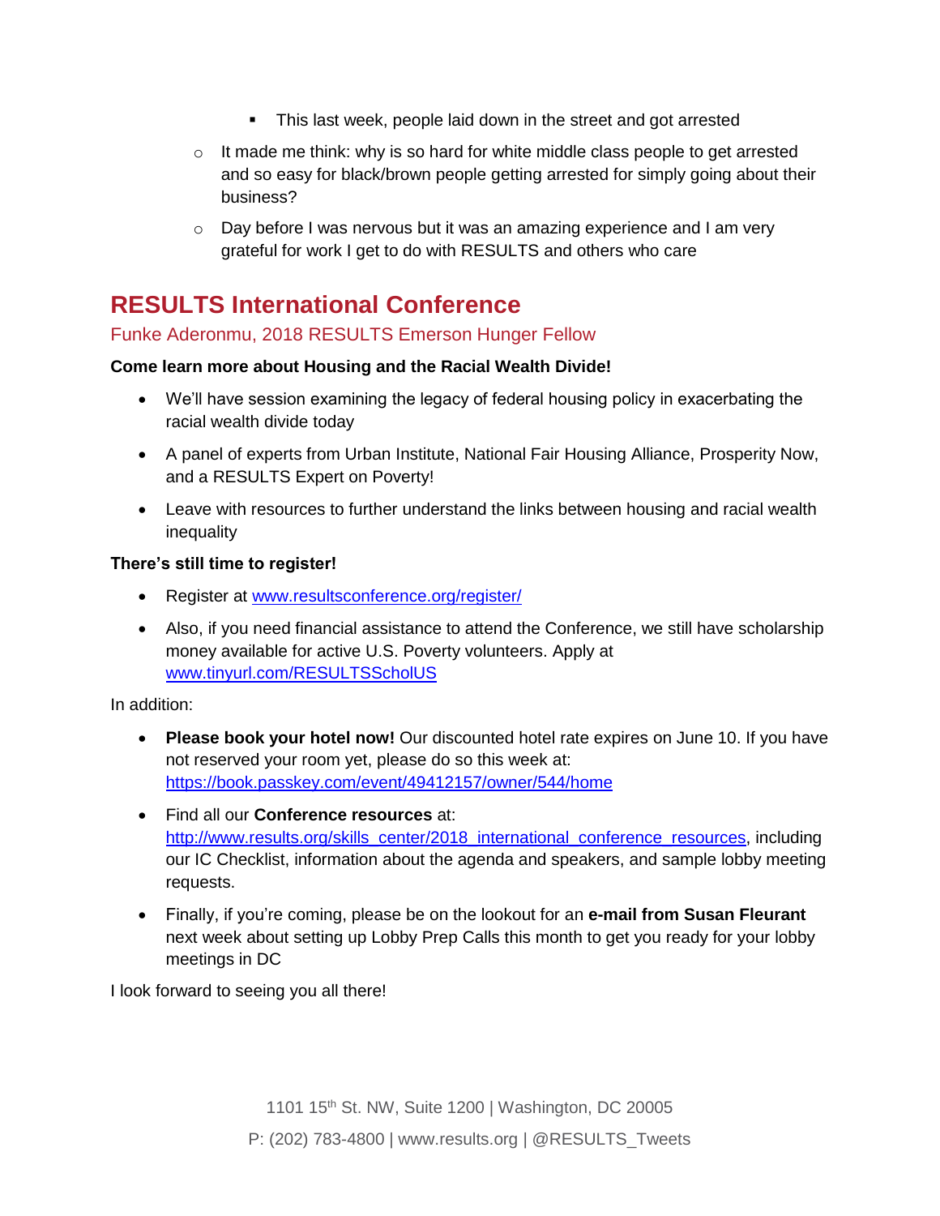- This last week, people laid down in the street and got arrested
    - It made me think: why is so hard for white middle class people to get arrested and so easy for black/brown people getting arrested for simply going about their business?
    - Day before I was nervous but it was an amazing experience and I am very grateful for work I get to do with RESULTS and others who care

## RESULTS International Conference

Funke Aderonmu, 2018 RESULTS Emerson Hunger Fellow

**Come learn more about Housing and the Racial Wealth Divide!**

- We'll have session examining the legacy of federal housing policy in exacerbating the racial wealth divide today
- A panel of experts from Urban Institute, National Fair Housing Alliance, Prosperity Now, and a RESULTS Expert on Poverty!
- Leave with resources to further understand the links between housing and racial wealth inequality

**There's still time to register!**

- Register at www.resultsconference.org/register/
- Also, if you need financial assistance to attend the Conference, we still have scholarship money available for active U.S. Poverty volunteers. Apply at www.tinyurl.com/RESULTSScholUS

In addition:

- **Please book your hotel now!** Our discounted hotel rate expires on June 10. If you have not reserved your room yet, please do so this week at: https://book.passkey.com/event/49412157/owner/544/home
- Find all our **Conference resources** at: http://www.results.org/skills_center/2018_international_conference_resources, including our IC Checklist, information about the agenda and speakers, and sample lobby meeting requests.
- Finally, if you're coming, please be on the lookout for an **e-mail from Susan Fleurant** next week about setting up Lobby Prep Calls this month to get you ready for your lobby meetings in DC

I look forward to seeing you all there!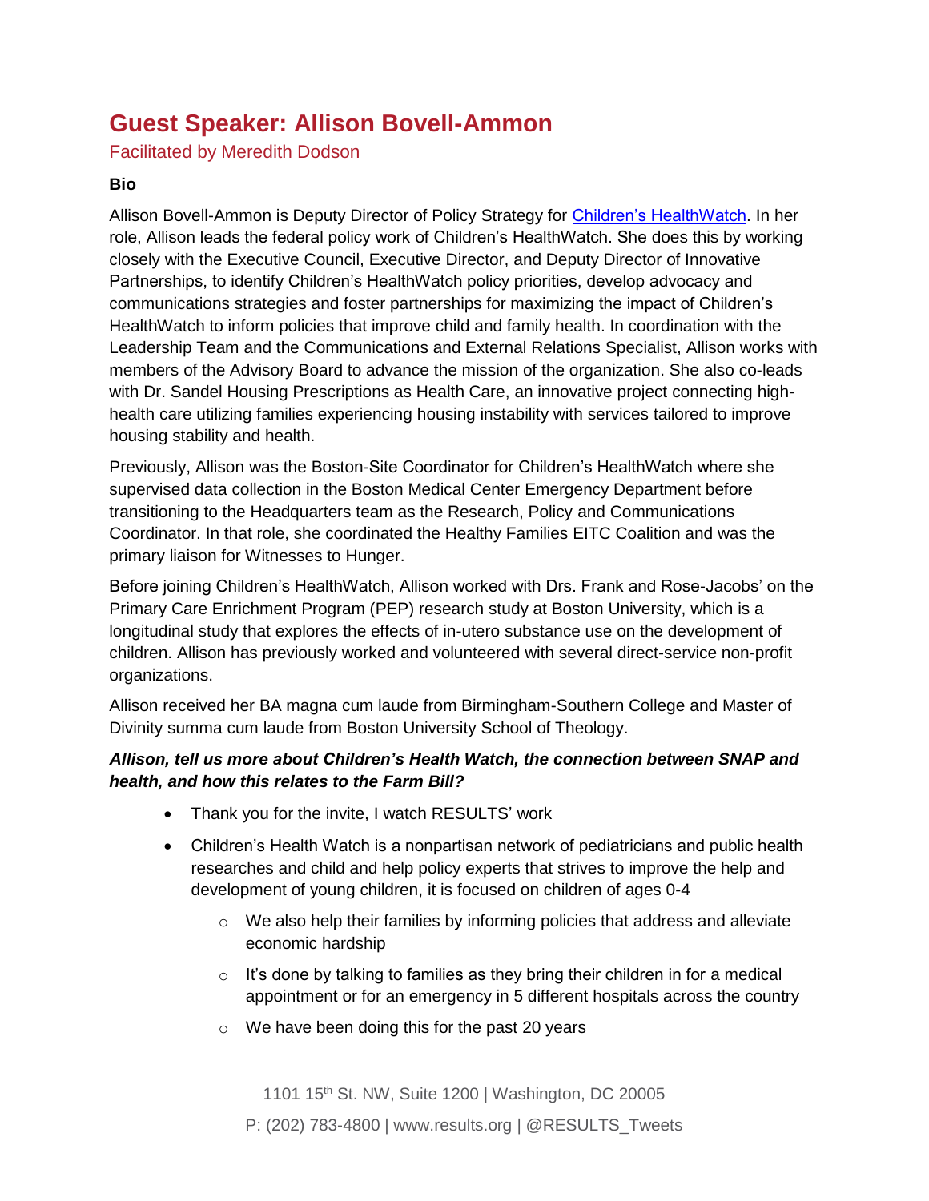## Guest Speaker: Allison Bovell-Ammon

Facilitated by Meredith Dodson

**Bio**

Allison Bovell-Ammon is Deputy Director of Policy Strategy for [Children's HealthWatch](). In her role, Allison leads the federal policy work of Children's HealthWatch. She does this by working closely with the Executive Council, Executive Director, and Deputy Director of Innovative Partnerships, to identify Children's HealthWatch policy priorities, develop advocacy and communications strategies and foster partnerships for maximizing the impact of Children's HealthWatch to inform policies that improve child and family health. In coordination with the Leadership Team and the Communications and External Relations Specialist, Allison works with members of the Advisory Board to advance the mission of the organization. She also co-leads with Dr. Sandel Housing Prescriptions as Health Care, an innovative project connecting high-health care utilizing families experiencing housing instability with services tailored to improve housing stability and health.

Previously, Allison was the Boston-Site Coordinator for Children's HealthWatch where she supervised data collection in the Boston Medical Center Emergency Department before transitioning to the Headquarters team as the Research, Policy and Communications Coordinator. In that role, she coordinated the Healthy Families EITC Coalition and was the primary liaison for Witnesses to Hunger.

Before joining Children's HealthWatch, Allison worked with Drs. Frank and Rose-Jacobs' on the Primary Care Enrichment Program (PEP) research study at Boston University, which is a longitudinal study that explores the effects of in-utero substance use on the development of children. Allison has previously worked and volunteered with several direct-service non-profit organizations.

Allison received her BA magna cum laude from Birmingham-Southern College and Master of Divinity summa cum laude from Boston University School of Theology.

***Allison, tell us more about Children's Health Watch, the connection between SNAP and health, and how this relates to the Farm Bill?***

- Thank you for the invite, I watch RESULTS' work
- Children's Health Watch is a nonpartisan network of pediatricians and public health researches and child and help policy experts that strives to improve the help and development of young children, it is focused on children of ages 0-4
    - We also help their families by informing policies that address and alleviate economic hardship
    - It's done by talking to families as they bring their children in for a medical appointment or for an emergency in 5 different hospitals across the country
    - We have been doing this for the past 20 years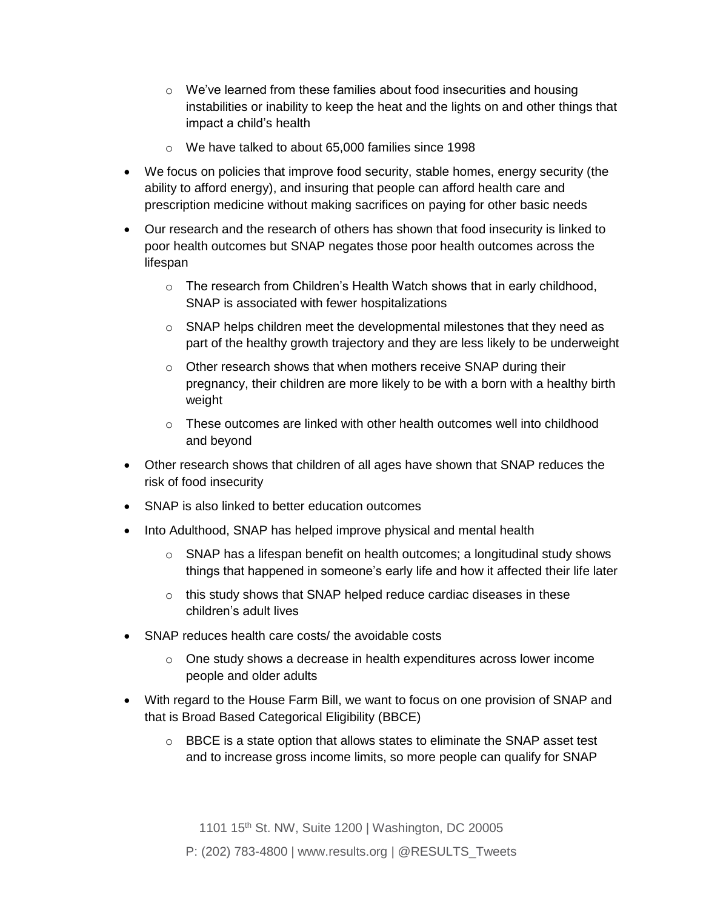- We've learned from these families about food insecurities and housing instabilities or inability to keep the heat and the lights on and other things that impact a child's health
  - We have talked to about 65,000 families since 1998
- We focus on policies that improve food security, stable homes, energy security (the ability to afford energy), and insuring that people can afford health care and prescription medicine without making sacrifices on paying for other basic needs
- Our research and the research of others has shown that food insecurity is linked to poor health outcomes but SNAP negates those poor health outcomes across the lifespan
  - The research from Children's Health Watch shows that in early childhood, SNAP is associated with fewer hospitalizations
  - SNAP helps children meet the developmental milestones that they need as part of the healthy growth trajectory and they are less likely to be underweight
  - Other research shows that when mothers receive SNAP during their pregnancy, their children are more likely to be with a born with a healthy birth weight
  - These outcomes are linked with other health outcomes well into childhood and beyond
- Other research shows that children of all ages have shown that SNAP reduces the risk of food insecurity
- SNAP is also linked to better education outcomes
- Into Adulthood, SNAP has helped improve physical and mental health
  - SNAP has a lifespan benefit on health outcomes; a longitudinal study shows things that happened in someone's early life and how it affected their life later
  - this study shows that SNAP helped reduce cardiac diseases in these children's adult lives
- SNAP reduces health care costs/ the avoidable costs
  - One study shows a decrease in health expenditures across lower income people and older adults
- With regard to the House Farm Bill, we want to focus on one provision of SNAP and that is Broad Based Categorical Eligibility (BBCE)
  - BBCE is a state option that allows states to eliminate the SNAP asset test and to increase gross income limits, so more people can qualify for SNAP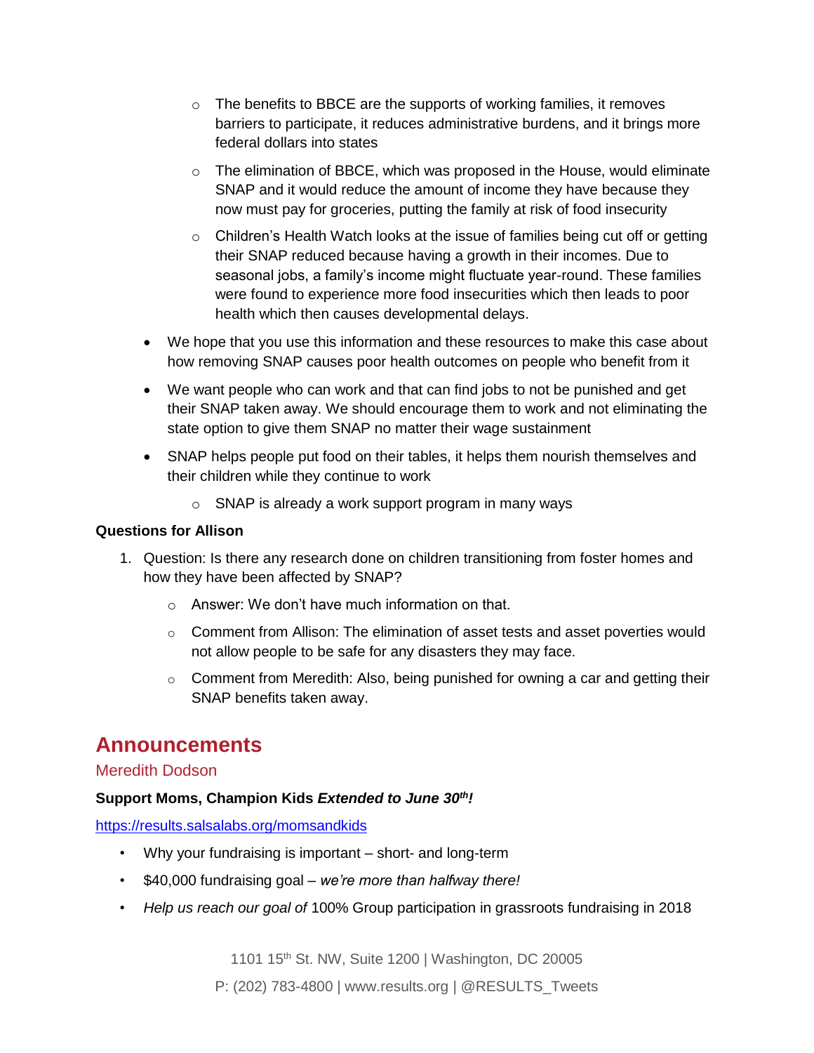- The benefits to BBCE are the supports of working families, it removes barriers to participate, it reduces administrative burdens, and it brings more federal dollars into states
  - The elimination of BBCE, which was proposed in the House, would eliminate SNAP and it would reduce the amount of income they have because they now must pay for groceries, putting the family at risk of food insecurity
  - Children's Health Watch looks at the issue of families being cut off or getting their SNAP reduced because having a growth in their incomes. Due to seasonal jobs, a family's income might fluctuate year-round. These families were found to experience more food insecurities which then leads to poor health which then causes developmental delays.
- We hope that you use this information and these resources to make this case about how removing SNAP causes poor health outcomes on people who benefit from it
- We want people who can work and that can find jobs to not be punished and get their SNAP taken away. We should encourage them to work and not eliminating the state option to give them SNAP no matter their wage sustainment
- SNAP helps people put food on their tables, it helps them nourish themselves and their children while they continue to work
  - SNAP is already a work support program in many ways

**Questions for Allison**

1. Question: Is there any research done on children transitioning from foster homes and how they have been affected by SNAP?
   - Answer: We don't have much information on that.
   - Comment from Allison: The elimination of asset tests and asset poverties would not allow people to be safe for any disasters they may face.
   - Comment from Meredith: Also, being punished for owning a car and getting their SNAP benefits taken away.

## Announcements

### Meredith Dodson

**Support Moms, Champion Kids *Extended to June 30th!***

https://results.salsalabs.org/momsandkids

- Why your fundraising is important – short- and long-term
- $40,000 fundraising goal – *we're more than halfway there!*
- *Help us reach our goal of* 100% Group participation in grassroots fundraising in 2018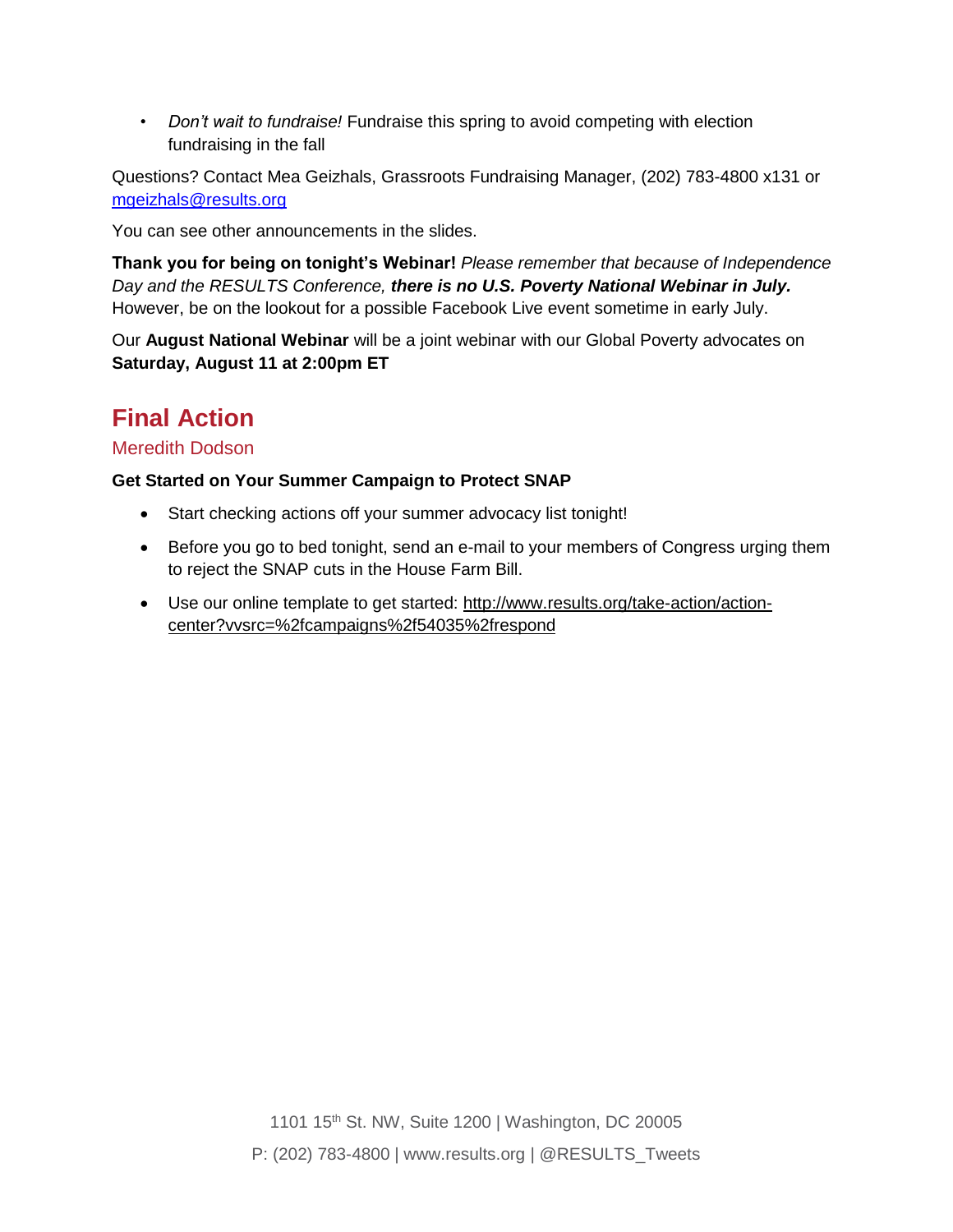- *Don't wait to fundraise!* Fundraise this spring to avoid competing with election fundraising in the fall

Questions? Contact Mea Geizhals, Grassroots Fundraising Manager, (202) 783-4800 x131 or mgeizhals@results.org

You can see other announcements in the slides.

**Thank you for being on tonight's Webinar!** *Please remember that because of Independence Day and the RESULTS Conference, **there is no U.S. Poverty National Webinar in July.*** However, be on the lookout for a possible Facebook Live event sometime in early July.

Our **August National Webinar** will be a joint webinar with our Global Poverty advocates on **Saturday, August 11 at 2:00pm ET**

## Final Action

### Meredith Dodson

**Get Started on Your Summer Campaign to Protect SNAP**

- Start checking actions off your summer advocacy list tonight!
- Before you go to bed tonight, send an e-mail to your members of Congress urging them to reject the SNAP cuts in the House Farm Bill.
- Use our online template to get started: http://www.results.org/take-action/action-center?vvsrc=%2fcampaigns%2f54035%2frespond